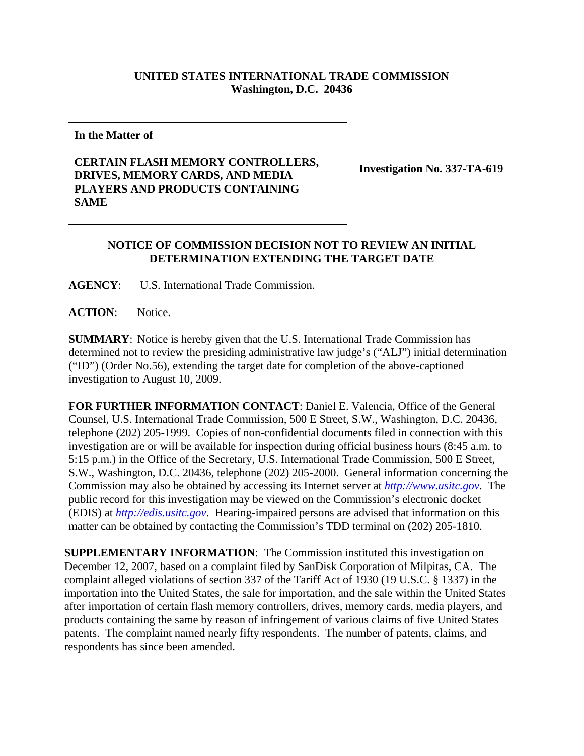**UNITED STATES INTERNATIONAL TRADE COMMISSION**
**Washington, D.C. 20436**

| | |
|---|---|
| **In the Matter of**<br><br>**CERTAIN FLASH MEMORY CONTROLLERS, DRIVES, MEMORY CARDS, AND MEDIA PLAYERS AND PRODUCTS CONTAINING SAME** | **Investigation No. 337-TA-619** |

**NOTICE OF COMMISSION DECISION NOT TO REVIEW AN INITIAL DETERMINATION EXTENDING THE TARGET DATE**

**AGENCY**: U.S. International Trade Commission.

**ACTION**: Notice.

**SUMMARY**: Notice is hereby given that the U.S. International Trade Commission has determined not to review the presiding administrative law judge's ("ALJ") initial determination ("ID") (Order No.56), extending the target date for completion of the above-captioned investigation to August 10, 2009.

**FOR FURTHER INFORMATION CONTACT**: Daniel E. Valencia, Office of the General Counsel, U.S. International Trade Commission, 500 E Street, S.W., Washington, D.C. 20436, telephone (202) 205-1999. Copies of non-confidential documents filed in connection with this investigation are or will be available for inspection during official business hours (8:45 a.m. to 5:15 p.m.) in the Office of the Secretary, U.S. International Trade Commission, 500 E Street, S.W., Washington, D.C. 20436, telephone (202) 205-2000. General information concerning the Commission may also be obtained by accessing its Internet server at *http://www.usitc.gov*. The public record for this investigation may be viewed on the Commission's electronic docket (EDIS) at *http://edis.usitc.gov*. Hearing-impaired persons are advised that information on this matter can be obtained by contacting the Commission's TDD terminal on (202) 205-1810.

**SUPPLEMENTARY INFORMATION**: The Commission instituted this investigation on December 12, 2007, based on a complaint filed by SanDisk Corporation of Milpitas, CA. The complaint alleged violations of section 337 of the Tariff Act of 1930 (19 U.S.C. § 1337) in the importation into the United States, the sale for importation, and the sale within the United States after importation of certain flash memory controllers, drives, memory cards, media players, and products containing the same by reason of infringement of various claims of five United States patents. The complaint named nearly fifty respondents. The number of patents, claims, and respondents has since been amended.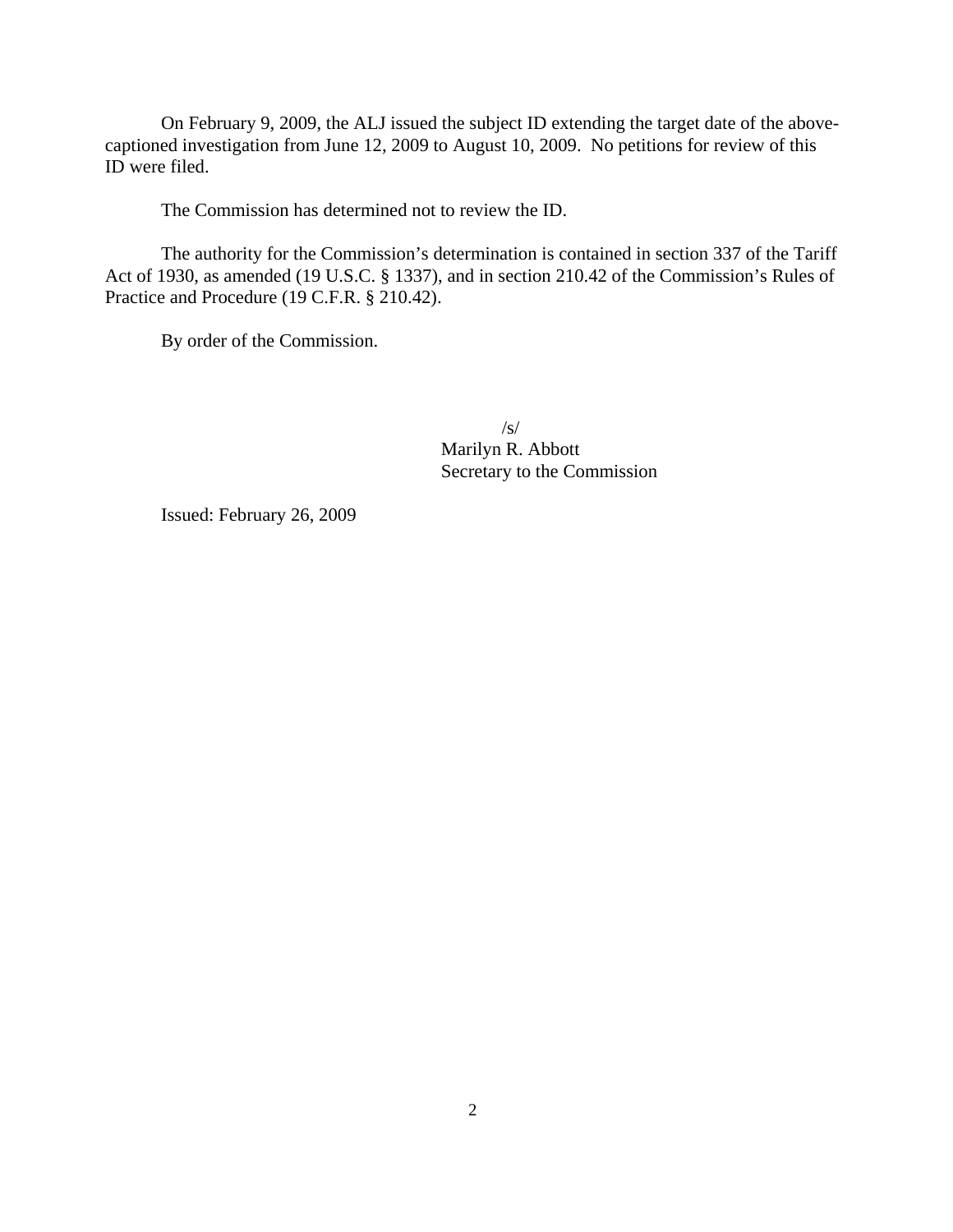On February 9, 2009, the ALJ issued the subject ID extending the target date of the above-captioned investigation from June 12, 2009 to August 10, 2009. No petitions for review of this ID were filed.

The Commission has determined not to review the ID.

The authority for the Commission's determination is contained in section 337 of the Tariff Act of 1930, as amended (19 U.S.C. § 1337), and in section 210.42 of the Commission's Rules of Practice and Procedure (19 C.F.R. § 210.42).

By order of the Commission.

/s/
Marilyn R. Abbott
Secretary to the Commission

Issued: February 26, 2009